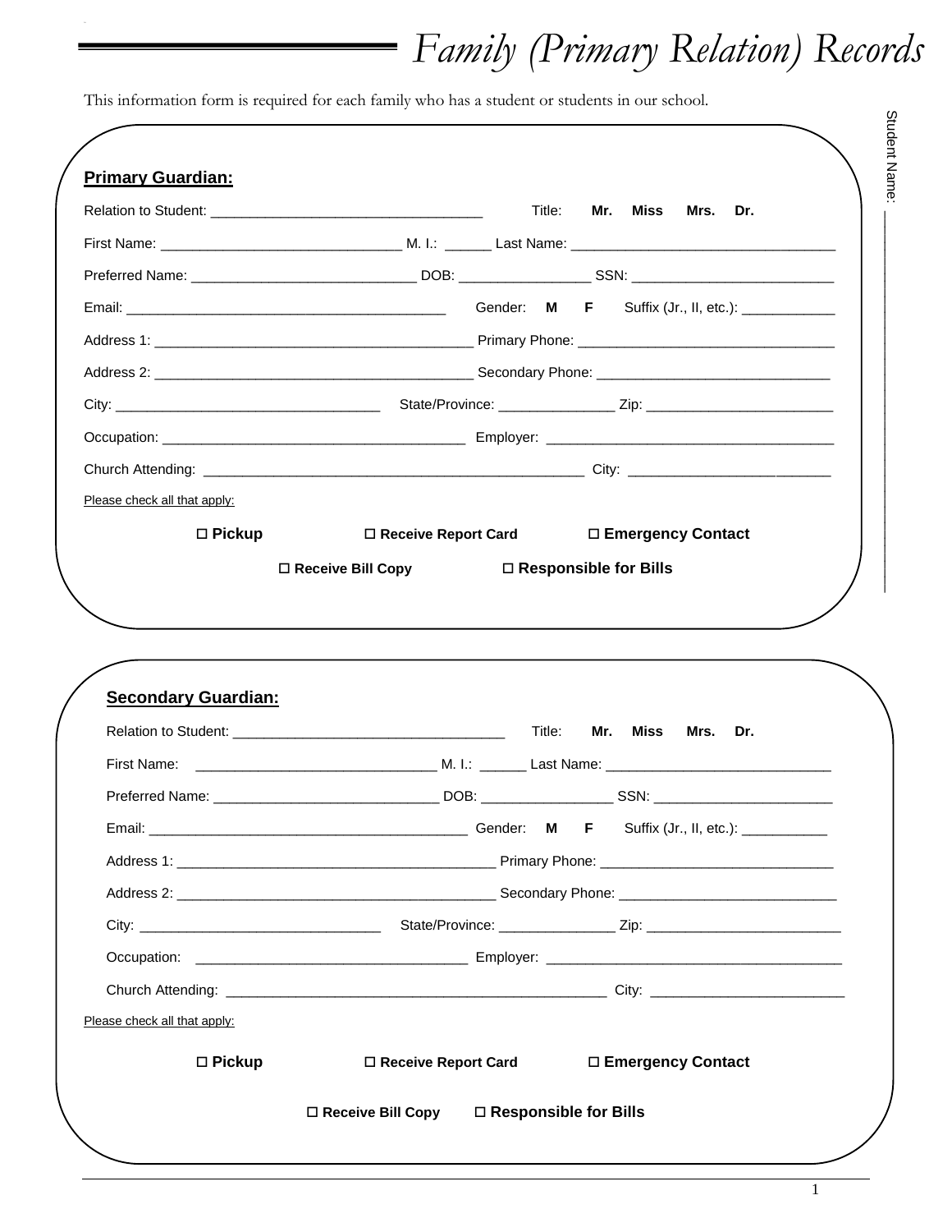# Family (Primary Relation) Records

This information form is required for each family who has a student or students in our school.

Student Name: ______________________________

## Primary Guardian:

Relation to Student: ___________________________________ Title: **Mr. Miss Mrs. Dr.**

First Name: _______________________________ M. I.: ______ Last Name: __________________________________

Preferred Name: _____________________________ DOB: _________________ SSN: __________________________

Email: __________________________________________ Gender: **M F** Suffix (Jr., II, etc.): ____________

Address 1: _________________________________________ Primary Phone: _________________________________

Address 2: _________________________________________ Secondary Phone: ______________________________

City: __________________________________ State/Province: _______________ Zip: ________________________

Occupation: ______________________________________ Employer: ____________________________________

Church Attending: __________________________________________________ City: _________________________

Please check all that apply:

☐ **Pickup** ☐ **Receive Report Card** ☐ **Emergency Contact**

☐ **Receive Bill Copy** ☐ **Responsible for Bills**

## Secondary Guardian:

Relation to Student: ___________________________________ Title: **Mr. Miss Mrs. Dr.**

First Name: _______________________________ M. I.: ______ Last Name: _____________________________

Preferred Name: _____________________________ DOB: _________________ SSN: _______________________

Email: __________________________________________ Gender: **M F** Suffix (Jr., II, etc.): ___________

Address 1: _________________________________________ Primary Phone: ______________________________

Address 2: _________________________________________ Secondary Phone: ____________________________

City: _______________________________ State/Province: _______________ Zip: _________________________

Occupation: ___________________________________ Employer: _____________________________________

Church Attending: __________________________________________________ City: ________________________

Please check all that apply:

☐ **Pickup** ☐ **Receive Report Card** ☐ **Emergency Contact**

☐ **Receive Bill Copy** ☐ **Responsible for Bills**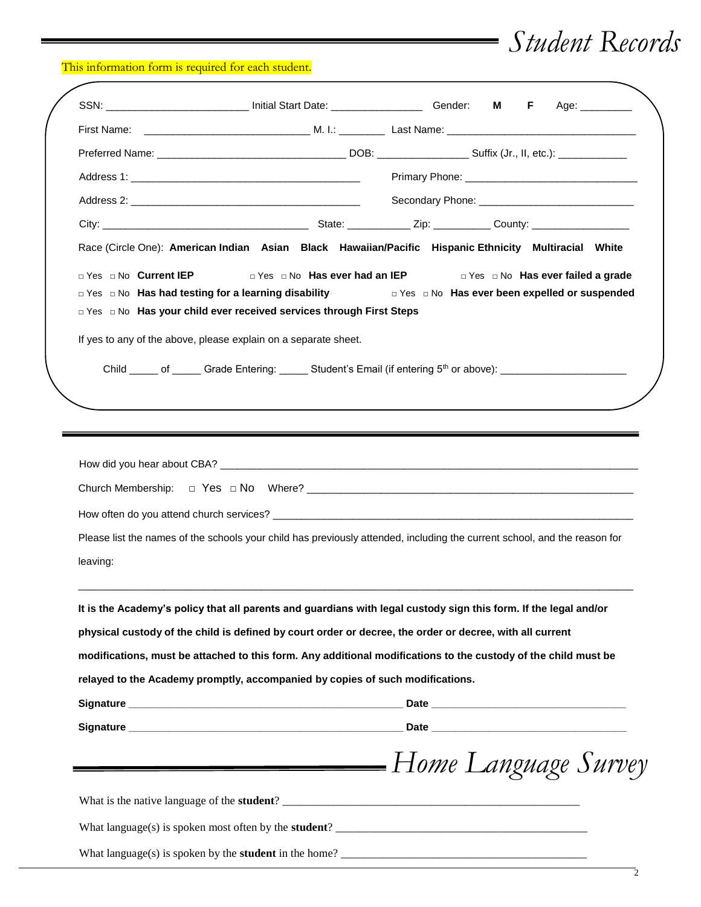# Student Records

This information form is required for each student.

SSN: ________________________ Initial Start Date: ________________ Gender: **M** **F** Age: _________

First Name: ____________________________ M. I.: ________ Last Name: ________________________________

Preferred Name: ________________________________ DOB: ________________ Suffix (Jr., II, etc.): ____________

Address 1: ________________________________________ Primary Phone: ______________________________

Address 2: ________________________________________ Secondary Phone: ___________________________

City: ___________________________________ State: ___________ Zip: __________ County: _________________

Race (Circle One): **American Indian Asian Black Hawaiian/Pacific Hispanic Ethnicity Multiracial White**

□ Yes □ No **Current IEP** □ Yes □ No **Has ever had an IEP** □ Yes □ No **Has ever failed a grade**

□ Yes □ No **Has had testing for a learning disability** □ Yes □ No **Has ever been expelled or suspended**

□ Yes □ No **Has your child ever received services through First Steps**

If yes to any of the above, please explain on a separate sheet.

Child _____ of _____ Grade Entering: _____ Student's Email (if entering 5th or above): _____________________

---

How did you hear about CBA? ___________________________________________________________________________

Church Membership: □ Yes □ No Where? ________________________________________________________

How often do you attend church services? ________________________________________________________________

Please list the names of the schools your child has previously attended, including the current school, and the reason for leaving:

______________________________________________________________________________________________

**It is the Academy's policy that all parents and guardians with legal custody sign this form. If the legal and/or physical custody of the child is defined by court order or decree, the order or decree, with all current modifications, must be attached to this form. Any additional modifications to the custody of the child must be relayed to the Academy promptly, accompanied by copies of such modifications.**

**Signature** ________________________________________________ **Date** _________________________________

**Signature** ________________________________________________ **Date** _________________________________

# Home Language Survey

What is the native language of the **student**? ____________________________________________________

What language(s) is spoken most often by the **student**? ___________________________________________

What language(s) is spoken by the **student** in the home? __________________________________________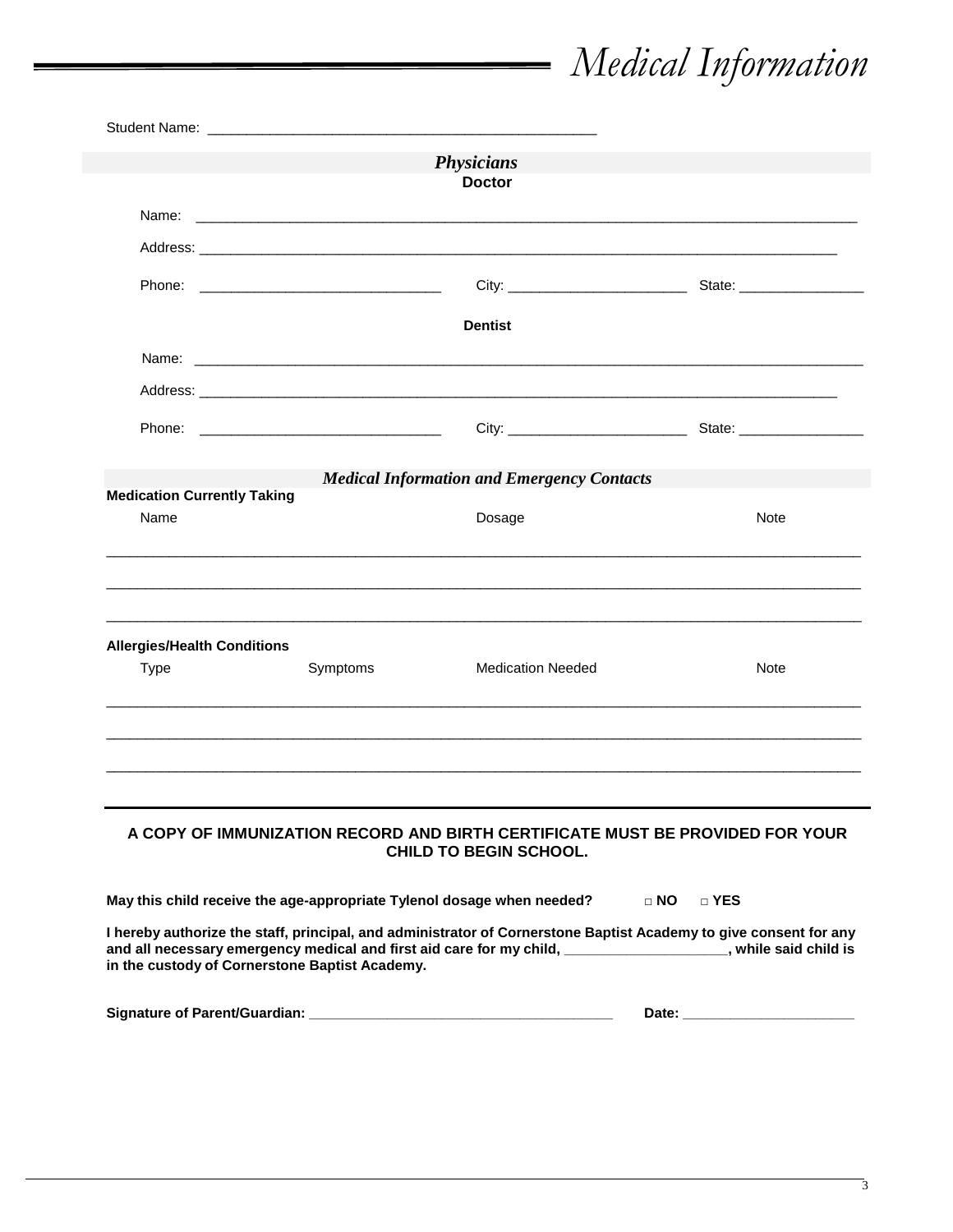# *Medical Information*

Student Name: ______________________________________________

## *Physicians*

### Doctor

Name: ________________________________________________________________________________

Address: ______________________________________________________________________________

Phone: ______________________________ City: _______________________ State: ________________

### Dentist

Name: ________________________________________________________________________________

Address: ______________________________________________________________________________

Phone: ______________________________ City: _______________________ State: ________________

## *Medical Information and Emergency Contacts*

**Medication Currently Taking**

| Name | Dosage | Note |
|---|---|---|
| | | |
| | | |
| | | |

**Allergies/Health Conditions**

| Type | Symptoms | Medication Needed | Note |
|---|---|---|---|
| | | | |
| | | | |
| | | | |

**A COPY OF IMMUNIZATION RECORD AND BIRTH CERTIFICATE MUST BE PROVIDED FOR YOUR CHILD TO BEGIN SCHOOL.**

**May this child receive the age-appropriate Tylenol dosage when needed?** □ **NO** □ **YES**

**I hereby authorize the staff, principal, and administrator of Cornerstone Baptist Academy to give consent for any and all necessary emergency medical and first aid care for my child, ____________________, while said child is in the custody of Cornerstone Baptist Academy.**

**Signature of Parent/Guardian:** ______________________________________ **Date:** _____________________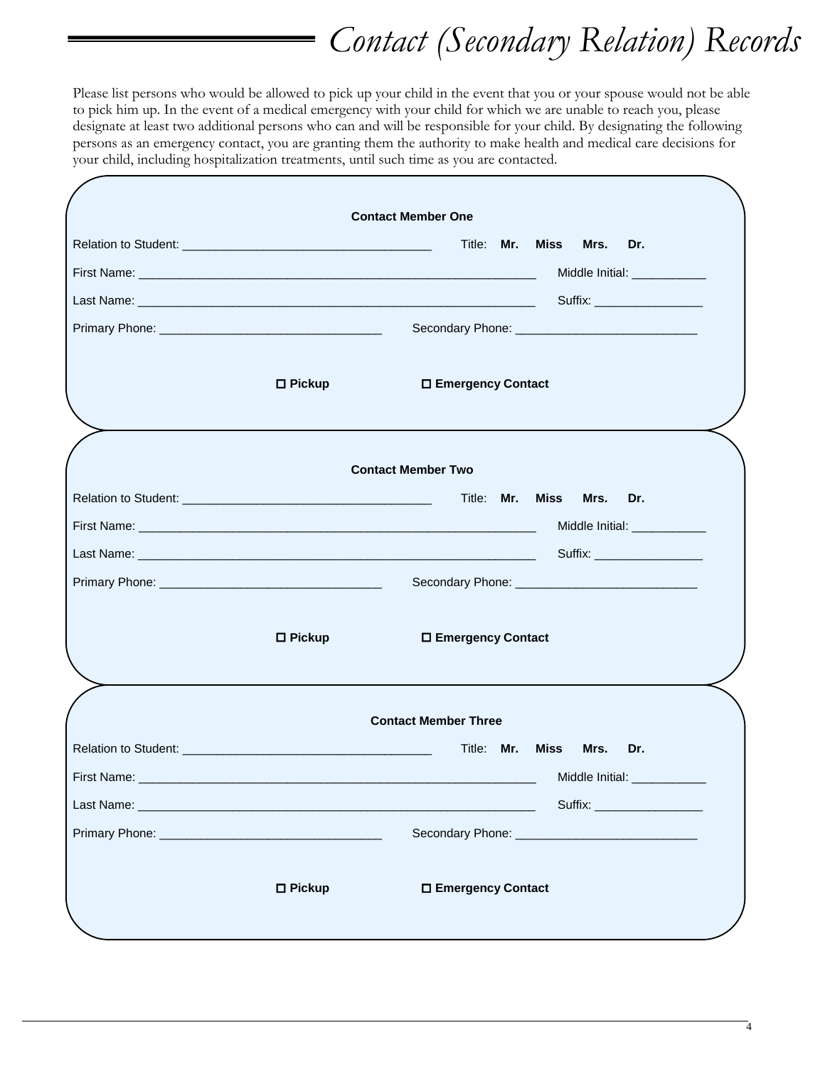# *Contact (Secondary Relation) Records*

Please list persons who would be allowed to pick up your child in the event that you or your spouse would not be able to pick him up. In the event of a medical emergency with your child for which we are unable to reach you, please designate at least two additional persons who can and will be responsible for your child. By designating the following persons as an emergency contact, you are granting them the authority to make health and medical care decisions for your child, including hospitalization treatments, until such time as you are contacted.

**Contact Member One**

Relation to Student: ___________________________________ Title: **Mr. Miss Mrs. Dr.**

First Name: ________________________________________________________ Middle Initial: ___________

Last Name: ________________________________________________________ Suffix: ________________

Primary Phone: ________________________________ Secondary Phone: __________________________

☐ **Pickup** ☐ **Emergency Contact**

**Contact Member Two**

Relation to Student: ___________________________________ Title: **Mr. Miss Mrs. Dr.**

First Name: ________________________________________________________ Middle Initial: ___________

Last Name: ________________________________________________________ Suffix: ________________

Primary Phone: ________________________________ Secondary Phone: __________________________

☐ **Pickup** ☐ **Emergency Contact**

**Contact Member Three**

Relation to Student: ___________________________________ Title: **Mr. Miss Mrs. Dr.**

First Name: ________________________________________________________ Middle Initial: ___________

Last Name: ________________________________________________________ Suffix: ________________

Primary Phone: ________________________________ Secondary Phone: __________________________

☐ **Pickup** ☐ **Emergency Contact**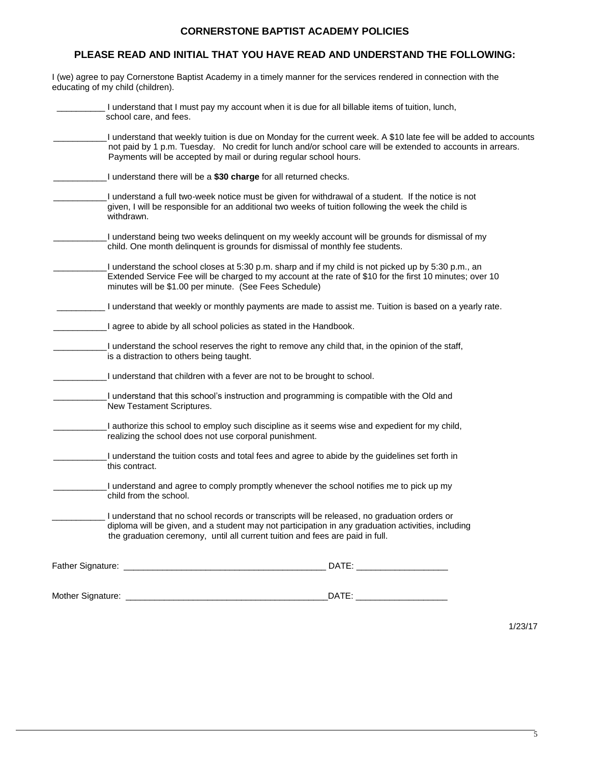## CORNERSTONE BAPTIST ACADEMY POLICIES

## PLEASE READ AND INITIAL THAT YOU HAVE READ AND UNDERSTAND THE FOLLOWING:

I (we) agree to pay Cornerstone Baptist Academy in a timely manner for the services rendered in connection with the educating of my child (children).

__________ I understand that I must pay my account when it is due for all billable items of tuition, lunch, school care, and fees.

___________ I understand that weekly tuition is due on Monday for the current week. A $10 late fee will be added to accounts not paid by 1 p.m. Tuesday. No credit for lunch and/or school care will be extended to accounts in arrears. Payments will be accepted by mail or during regular school hours.

___________ I understand there will be a **$30 charge** for all returned checks.

___________ I understand a full two-week notice must be given for withdrawal of a student. If the notice is not given, I will be responsible for an additional two weeks of tuition following the week the child is withdrawn.

___________ I understand being two weeks delinquent on my weekly account will be grounds for dismissal of my child. One month delinquent is grounds for dismissal of monthly fee students.

___________ I understand the school closes at 5:30 p.m. sharp and if my child is not picked up by 5:30 p.m., an Extended Service Fee will be charged to my account at the rate of $10 for the first 10 minutes; over 10 minutes will be $1.00 per minute. (See Fees Schedule)

__________ I understand that weekly or monthly payments are made to assist me. Tuition is based on a yearly rate.

___________ I agree to abide by all school policies as stated in the Handbook.

___________ I understand the school reserves the right to remove any child that, in the opinion of the staff, is a distraction to others being taught.

___________ I understand that children with a fever are not to be brought to school.

___________ I understand that this school's instruction and programming is compatible with the Old and New Testament Scriptures.

___________ I authorize this school to employ such discipline as it seems wise and expedient for my child, realizing the school does not use corporal punishment.

___________ I understand the tuition costs and total fees and agree to abide by the guidelines set forth in this contract.

___________ I understand and agree to comply promptly whenever the school notifies me to pick up my child from the school.

___________ I understand that no school records or transcripts will be released, no graduation orders or diploma will be given, and a student may not participation in any graduation activities, including the graduation ceremony, until all current tuition and fees are paid in full.

Father Signature: ___________________________________________ DATE: ___________________

Mother Signature: ___________________________________________ DATE: ___________________

1/23/17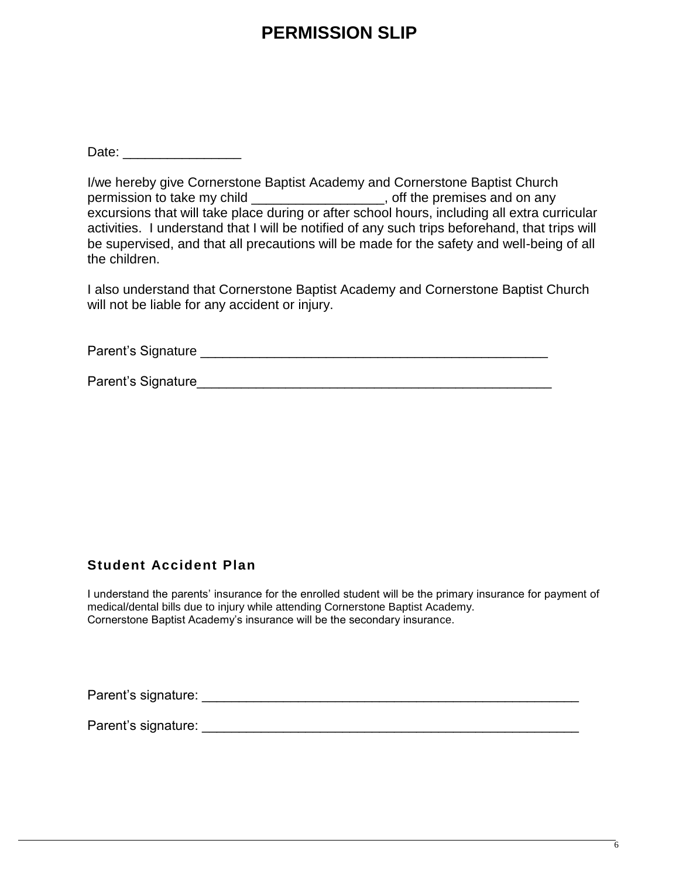# PERMISSION SLIP

Date: ________________

I/we hereby give Cornerstone Baptist Academy and Cornerstone Baptist Church permission to take my child __________________, off the premises and on any excursions that will take place during or after school hours, including all extra curricular activities. I understand that I will be notified of any such trips beforehand, that trips will be supervised, and that all precautions will be made for the safety and well-being of all the children.

I also understand that Cornerstone Baptist Academy and Cornerstone Baptist Church will not be liable for any accident or injury.

Parent's Signature _________________________________________________

Parent's Signature__________________________________________________

**Student Accident Plan**

I understand the parents' insurance for the enrolled student will be the primary insurance for payment of medical/dental bills due to injury while attending Cornerstone Baptist Academy.
Cornerstone Baptist Academy's insurance will be the secondary insurance.

Parent's signature: ______________________________________________________

Parent's signature: ______________________________________________________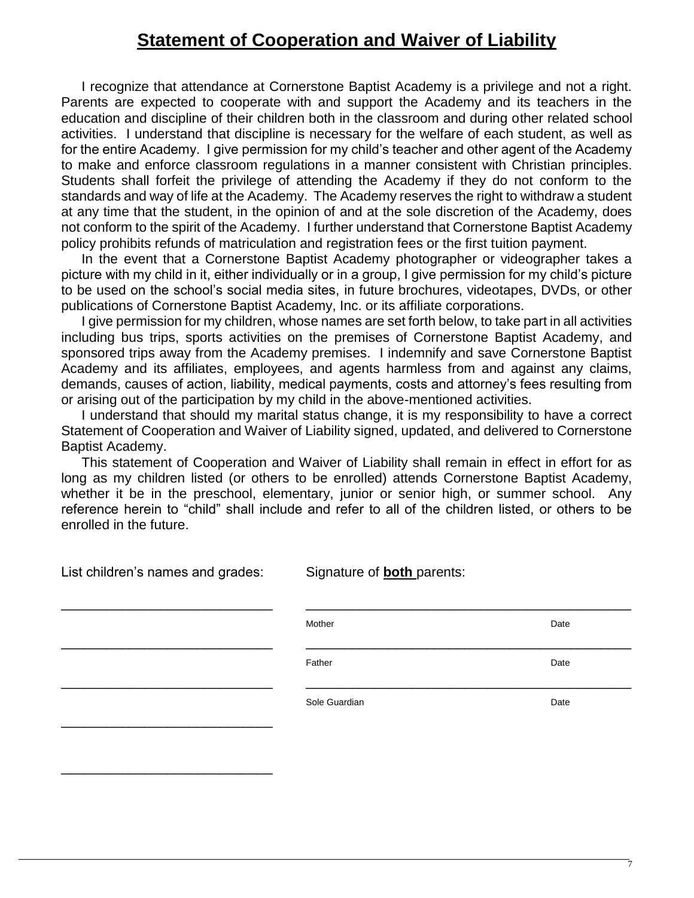# **Statement of Cooperation and Waiver of Liability**

I recognize that attendance at Cornerstone Baptist Academy is a privilege and not a right. Parents are expected to cooperate with and support the Academy and its teachers in the education and discipline of their children both in the classroom and during other related school activities. I understand that discipline is necessary for the welfare of each student, as well as for the entire Academy. I give permission for my child's teacher and other agent of the Academy to make and enforce classroom regulations in a manner consistent with Christian principles. Students shall forfeit the privilege of attending the Academy if they do not conform to the standards and way of life at the Academy. The Academy reserves the right to withdraw a student at any time that the student, in the opinion of and at the sole discretion of the Academy, does not conform to the spirit of the Academy. I further understand that Cornerstone Baptist Academy policy prohibits refunds of matriculation and registration fees or the first tuition payment.

In the event that a Cornerstone Baptist Academy photographer or videographer takes a picture with my child in it, either individually or in a group, I give permission for my child's picture to be used on the school's social media sites, in future brochures, videotapes, DVDs, or other publications of Cornerstone Baptist Academy, Inc. or its affiliate corporations.

I give permission for my children, whose names are set forth below, to take part in all activities including bus trips, sports activities on the premises of Cornerstone Baptist Academy, and sponsored trips away from the Academy premises. I indemnify and save Cornerstone Baptist Academy and its affiliates, employees, and agents harmless from and against any claims, demands, causes of action, liability, medical payments, costs and attorney's fees resulting from or arising out of the participation by my child in the above-mentioned activities.

I understand that should my marital status change, it is my responsibility to have a correct Statement of Cooperation and Waiver of Liability signed, updated, and delivered to Cornerstone Baptist Academy.

This statement of Cooperation and Waiver of Liability shall remain in effect in effort for as long as my children listed (or others to be enrolled) attends Cornerstone Baptist Academy, whether it be in the preschool, elementary, junior or senior high, or summer school. Any reference herein to "child" shall include and refer to all of the children listed, or others to be enrolled in the future.

List children's names and grades:

______________________________

______________________________

______________________________

______________________________

______________________________

Signature of **both** parents:

______________________________________________
Mother                                        Date

______________________________________________
Father                                        Date

______________________________________________
Sole Guardian                                 Date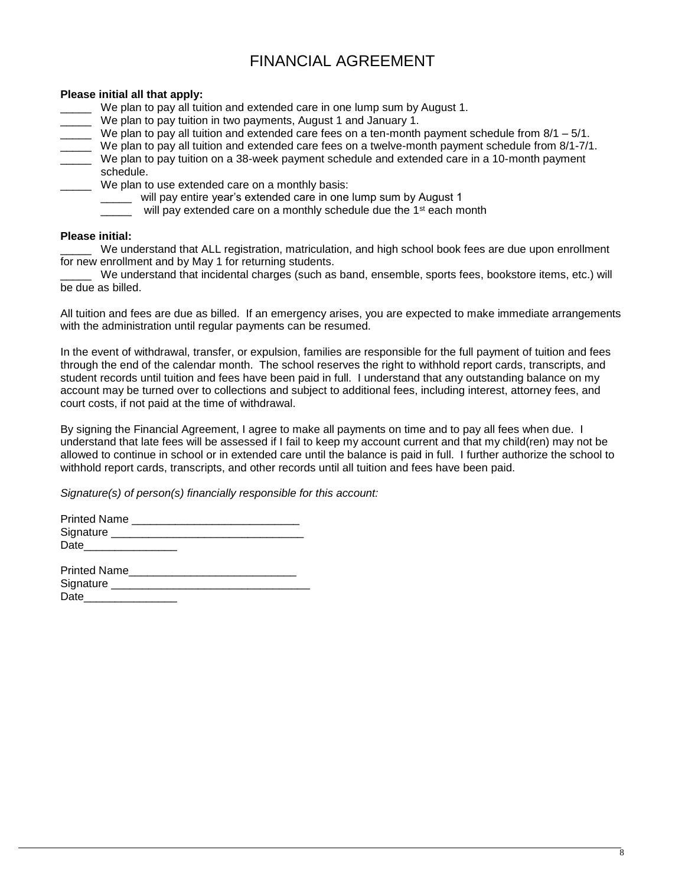# FINANCIAL AGREEMENT

**Please initial all that apply:**

_____ We plan to pay all tuition and extended care in one lump sum by August 1.
_____ We plan to pay tuition in two payments, August 1 and January 1.
_____ We plan to pay all tuition and extended care fees on a ten-month payment schedule from 8/1 – 5/1.
_____ We plan to pay all tuition and extended care fees on a twelve-month payment schedule from 8/1-7/1.
_____ We plan to pay tuition on a 38-week payment schedule and extended care in a 10-month payment schedule.
_____ We plan to use extended care on a monthly basis:
    _____ will pay entire year's extended care in one lump sum by August 1
    _____ will pay extended care on a monthly schedule due the 1st each month

**Please initial:**

_____ We understand that ALL registration, matriculation, and high school book fees are due upon enrollment for new enrollment and by May 1 for returning students.

_____ We understand that incidental charges (such as band, ensemble, sports fees, bookstore items, etc.) will be due as billed.

All tuition and fees are due as billed. If an emergency arises, you are expected to make immediate arrangements with the administration until regular payments can be resumed.

In the event of withdrawal, transfer, or expulsion, families are responsible for the full payment of tuition and fees through the end of the calendar month. The school reserves the right to withhold report cards, transcripts, and student records until tuition and fees have been paid in full. I understand that any outstanding balance on my account may be turned over to collections and subject to additional fees, including interest, attorney fees, and court costs, if not paid at the time of withdrawal.

By signing the Financial Agreement, I agree to make all payments on time and to pay all fees when due. I understand that late fees will be assessed if I fail to keep my account current and that my child(ren) may not be allowed to continue in school or in extended care until the balance is paid in full. I further authorize the school to withhold report cards, transcripts, and other records until all tuition and fees have been paid.

*Signature(s) of person(s) financially responsible for this account:*

Printed Name ___________________________
Signature _______________________________
Date_______________

Printed Name___________________________
Signature ________________________________
Date_______________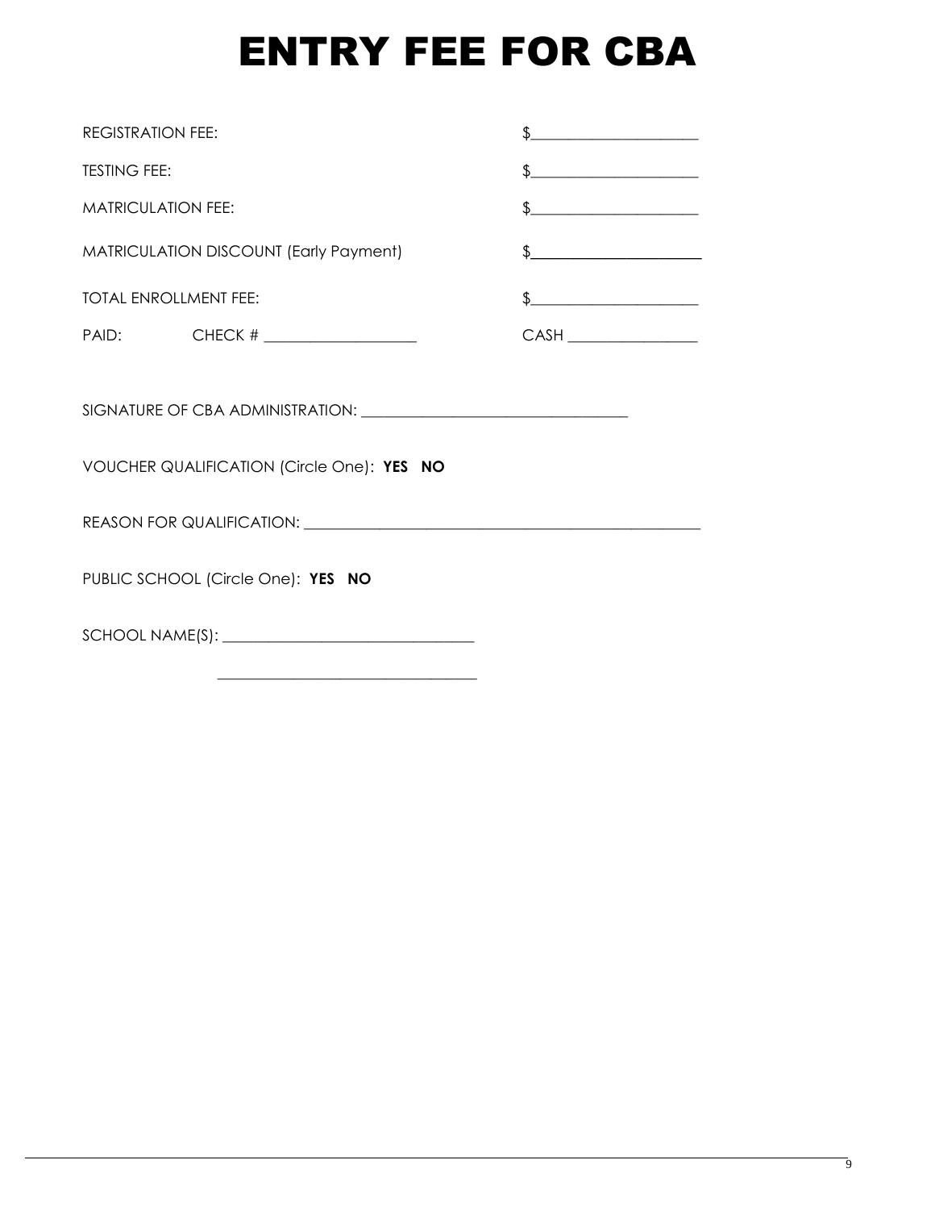# ENTRY FEE FOR CBA

REGISTRATION FEE: $____________________

TESTING FEE: $____________________

MATRICULATION FEE: $____________________

MATRICULATION DISCOUNT (Early Payment) $____________________

TOTAL ENROLLMENT FEE: $____________________

PAID: CHECK # ____________________ CASH ________________

SIGNATURE OF CBA ADMINISTRATION: ________________________________

VOUCHER QUALIFICATION (Circle One): **YES NO**

REASON FOR QUALIFICATION: ____________________________________________________

PUBLIC SCHOOL (Circle One): **YES NO**

SCHOOL NAME(S): ________________________________

________________________________